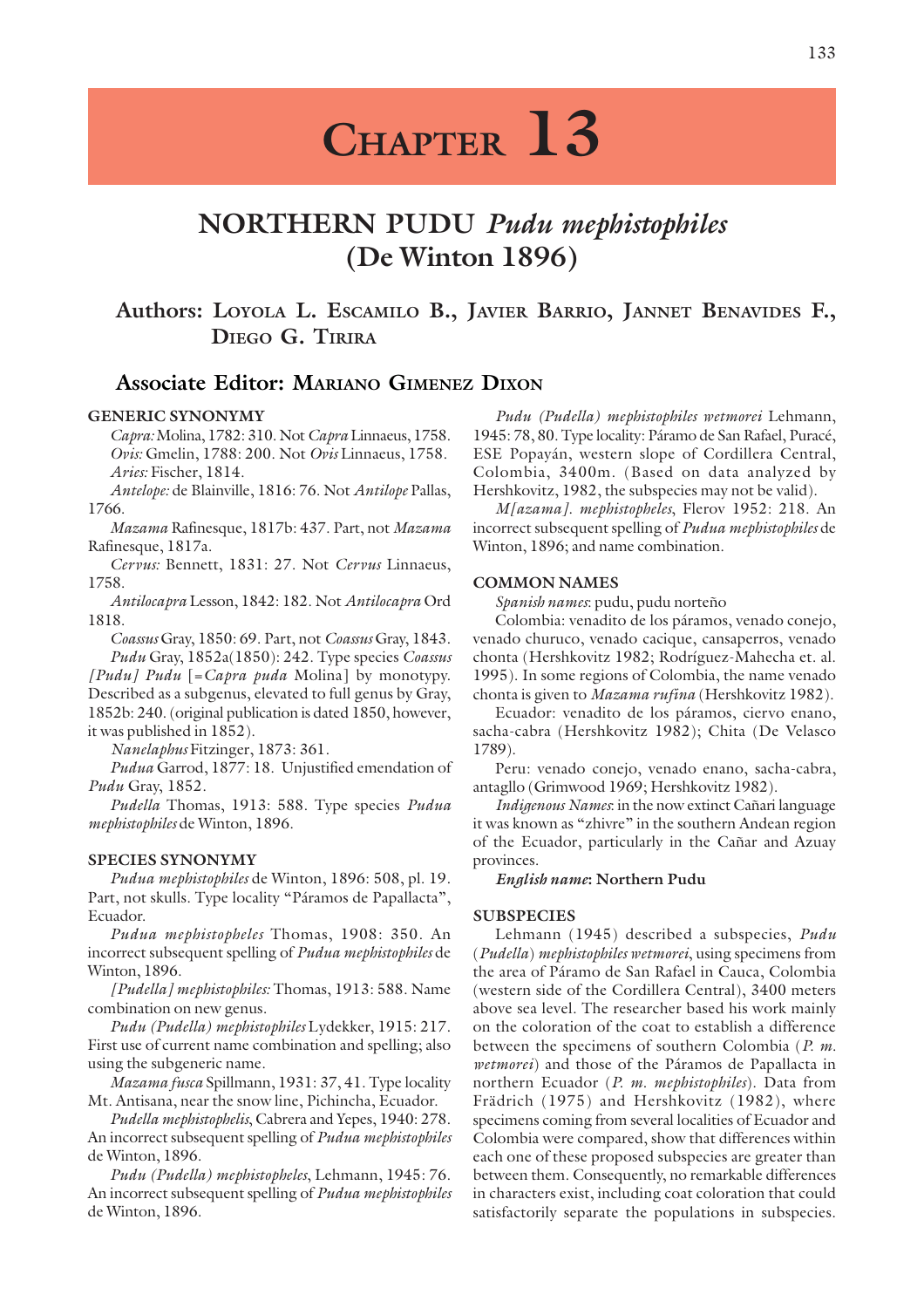# Chapter 13

## NORTHERN PUDU *Pudu mephistophiles* (De Winton 1896)

**Authors: Loyola L. Escamilo B., Javier Barrio, Jannet Benavides F., Diego G. Tirira**

**Associate Editor: Mariano Gimenez Dixon**

### GENERIC SYNONYMY

*Capra:* Molina, 1782: 310. Not *Capra* Linnaeus, 1758.

*Ovis:* Gmelin, 1788: 200. Not *Ovis* Linnaeus, 1758.

*Aries:* Fischer, 1814.

*Antelope:* de Blainville, 1816: 76. Not *Antilope* Pallas, 1766.

*Mazama* Rafinesque, 1817b: 437. Part, not *Mazama* Rafinesque, 1817a.

*Cervus:* Bennett, 1831: 27. Not *Cervus* Linnaeus, 1758.

*Antilocapra* Lesson, 1842: 182. Not *Antilocapra* Ord 1818.

*Coassus* Gray, 1850: 69. Part, not *Coassus* Gray, 1843.

*Pudu* Gray, 1852a(1850): 242. Type species *Coassus [Pudu] Pudu* [=*Capra puda* Molina] by monotypy. Described as a subgenus, elevated to full genus by Gray, 1852b: 240. (original publication is dated 1850, however, it was published in 1852).

*Nanelaphus* Fitzinger, 1873: 361.

*Pudua* Garrod, 1877: 18. Unjustified emendation of *Pudu* Gray, 1852.

*Pudella* Thomas, 1913: 588. Type species *Pudua mephistophiles* de Winton, 1896.

### SPECIES SYNONYMY

*Pudua mephistophiles* de Winton, 1896: 508, pl. 19. Part, not skulls. Type locality "Páramos de Papallacta", Ecuador.

*Pudua mephistopheles* Thomas, 1908: 350. An incorrect subsequent spelling of *Pudua mephistophiles* de Winton, 1896.

*[Pudella] mephistophiles:* Thomas, 1913: 588. Name combination on new genus.

*Pudu (Pudella) mephistophiles* Lydekker, 1915: 217. First use of current name combination and spelling; also using the subgeneric name.

*Mazama fusca* Spillmann, 1931: 37, 41. Type locality Mt. Antisana, near the snow line, Pichincha, Ecuador.

*Pudella mephistophelis*, Cabrera and Yepes, 1940: 278. An incorrect subsequent spelling of *Pudua mephistophiles* de Winton, 1896.

*Pudu (Pudella) mephistopheles*, Lehmann, 1945: 76. An incorrect subsequent spelling of *Pudua mephistophiles* de Winton, 1896.

*Pudu (Pudella) mephistophiles wetmorei* Lehmann, 1945: 78, 80. Type locality: Páramo de San Rafael, Puracé, ESE Popayán, western slope of Cordillera Central, Colombia, 3400m. (Based on data analyzed by Hershkovitz, 1982, the subspecies may not be valid).

*M[azama]. mephistopheles*, Flerov 1952: 218. An incorrect subsequent spelling of *Pudua mephistophiles* de Winton, 1896; and name combination.

### COMMON NAMES

*Spanish names*: pudu, pudu norteño

Colombia: venadito de los páramos, venado conejo, venado churuco, venado cacique, cansaperros, venado chonta (Hershkovitz 1982; Rodríguez-Mahecha et. al. 1995). In some regions of Colombia, the name venado chonta is given to *Mazama rufina* (Hershkovitz 1982).

Ecuador: venadito de los páramos, ciervo enano, sacha-cabra (Hershkovitz 1982); Chita (De Velasco 1789).

Peru: venado conejo, venado enano, sacha-cabra, antagllo (Grimwood 1969; Hershkovitz 1982).

*Indigenous Names*: in the now extinct Cañari language it was known as "zhivre" in the southern Andean region of the Ecuador, particularly in the Cañar and Azuay provinces.

***English name*: Northern Pudu**

### SUBSPECIES

Lehmann (1945) described a subspecies, *Pudu (Pudella) mephistophiles wetmorei*, using specimens from the area of Páramo de San Rafael in Cauca, Colombia (western side of the Cordillera Central), 3400 meters above sea level. The researcher based his work mainly on the coloration of the coat to establish a difference between the specimens of southern Colombia (*P. m. wetmorei*) and those of the Páramos de Papallacta in northern Ecuador (*P. m. mephistophiles*). Data from Frädrich (1975) and Hershkovitz (1982), where specimens coming from several localities of Ecuador and Colombia were compared, show that differences within each one of these proposed subspecies are greater than between them. Consequently, no remarkable differences in characters exist, including coat coloration that could satisfactorily separate the populations in subspecies.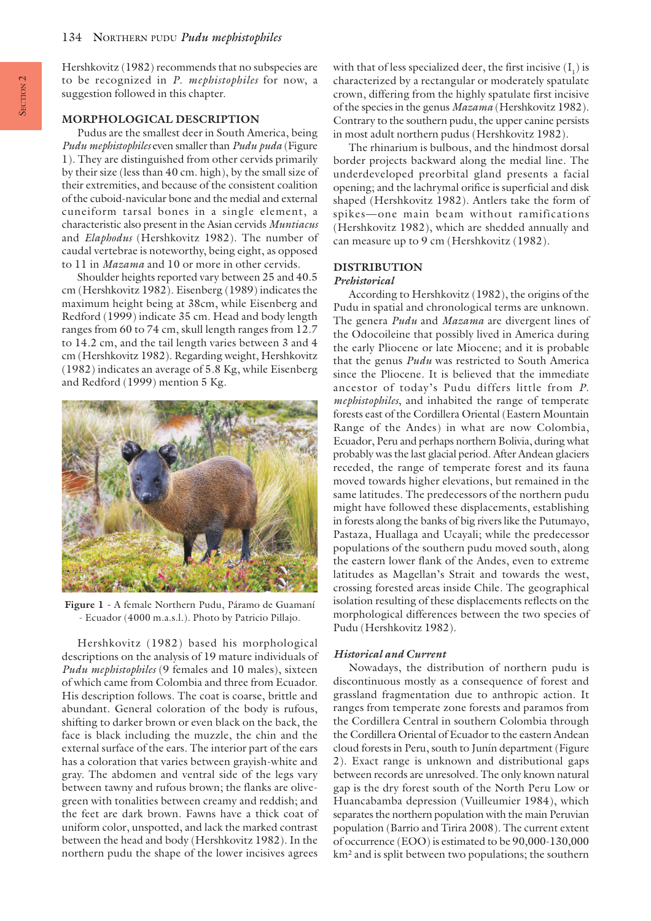Hershkovitz (1982) recommends that no subspecies are to be recognized in *P. mephistophiles* for now, a suggestion followed in this chapter.

## MORPHOLOGICAL DESCRIPTION

Pudus are the smallest deer in South America, being *Pudu mephistophiles* even smaller than *Pudu puda* (Figure 1). They are distinguished from other cervids primarily by their size (less than 40 cm. high), by the small size of their extremities, and because of the consistent coalition of the cuboid-navicular bone and the medial and external cuneiform tarsal bones in a single element, a characteristic also present in the Asian cervids *Muntiacus* and *Elaphodus* (Hershkovitz 1982). The number of caudal vertebrae is noteworthy, being eight, as opposed to 11 in *Mazama* and 10 or more in other cervids.

Shoulder heights reported vary between 25 and 40.5 cm (Hershkovitz 1982). Eisenberg (1989) indicates the maximum height being at 38cm, while Eisenberg and Redford (1999) indicate 35 cm. Head and body length ranges from 60 to 74 cm, skull length ranges from 12.7 to 14.2 cm, and the tail length varies between 3 and 4 cm (Hershkovitz 1982). Regarding weight, Hershkovitz (1982) indicates an average of 5.8 Kg, while Eisenberg and Redford (1999) mention 5 Kg.

**Figure 1** - A female Northern Pudu, Páramo de Guamaní - Ecuador (4000 m.a.s.l.). Photo by Patricio Pillajo.

Hershkovitz (1982) based his morphological descriptions on the analysis of 19 mature individuals of *Pudu mephistophiles* (9 females and 10 males), sixteen of which came from Colombia and three from Ecuador. His description follows. The coat is coarse, brittle and abundant. General coloration of the body is rufous, shifting to darker brown or even black on the back, the face is black including the muzzle, the chin and the external surface of the ears. The interior part of the ears has a coloration that varies between grayish-white and gray. The abdomen and ventral side of the legs vary between tawny and rufous brown; the flanks are olive-green with tonalities between creamy and reddish; and the feet are dark brown. Fawns have a thick coat of uniform color, unspotted, and lack the marked contrast between the head and body (Hershkovitz 1982). In the northern pudu the shape of the lower incisives agrees with that of less specialized deer, the first incisive ($I_1$) is characterized by a rectangular or moderately spatulate crown, differing from the highly spatulate first incisive of the species in the genus *Mazama* (Hershkovitz 1982). Contrary to the southern pudu, the upper canine persists in most adult northern pudus (Hershkovitz 1982).

The rhinarium is bulbous, and the hindmost dorsal border projects backward along the medial line. The underdeveloped preorbital gland presents a facial opening; and the lachrymal orifice is superficial and disk shaped (Hershkovitz 1982). Antlers take the form of spikes—one main beam without ramifications (Hershkovitz 1982), which are shedded annually and can measure up to 9 cm (Hershkovitz (1982).

## DISTRIBUTION

### *Prehistorical*

According to Hershkovitz (1982), the origins of the Pudu in spatial and chronological terms are unknown. The genera *Pudu* and *Mazama* are divergent lines of the Odocoileine that possibly lived in America during the early Pliocene or late Miocene; and it is probable that the genus *Pudu* was restricted to South America since the Pliocene. It is believed that the immediate ancestor of today's Pudu differs little from *P. mephistophiles*, and inhabited the range of temperate forests east of the Cordillera Oriental (Eastern Mountain Range of the Andes) in what are now Colombia, Ecuador, Peru and perhaps northern Bolivia, during what probably was the last glacial period. After Andean glaciers receded, the range of temperate forest and its fauna moved towards higher elevations, but remained in the same latitudes. The predecessors of the northern pudu might have followed these displacements, establishing in forests along the banks of big rivers like the Putumayo, Pastaza, Huallaga and Ucayali; while the predecessor populations of the southern pudu moved south, along the eastern lower flank of the Andes, even to extreme latitudes as Magellan's Strait and towards the west, crossing forested areas inside Chile. The geographical isolation resulting of these displacements reflects on the morphological differences between the two species of Pudu (Hershkovitz 1982).

### *Historical and Current*

Nowadays, the distribution of northern pudu is discontinuous mostly as a consequence of forest and grassland fragmentation due to anthropic action. It ranges from temperate zone forests and paramos from the Cordillera Central in southern Colombia through the Cordillera Oriental of Ecuador to the eastern Andean cloud forests in Peru, south to Junín department (Figure 2). Exact range is unknown and distributional gaps between records are unresolved. The only known natural gap is the dry forest south of the North Peru Low or Huancabamba depression (Vuilleumier 1984), which separates the northern population with the main Peruvian population (Barrio and Tirira 2008). The current extent of occurrence (EOO) is estimated to be 90,000-130,000 km² and is split between two populations; the southern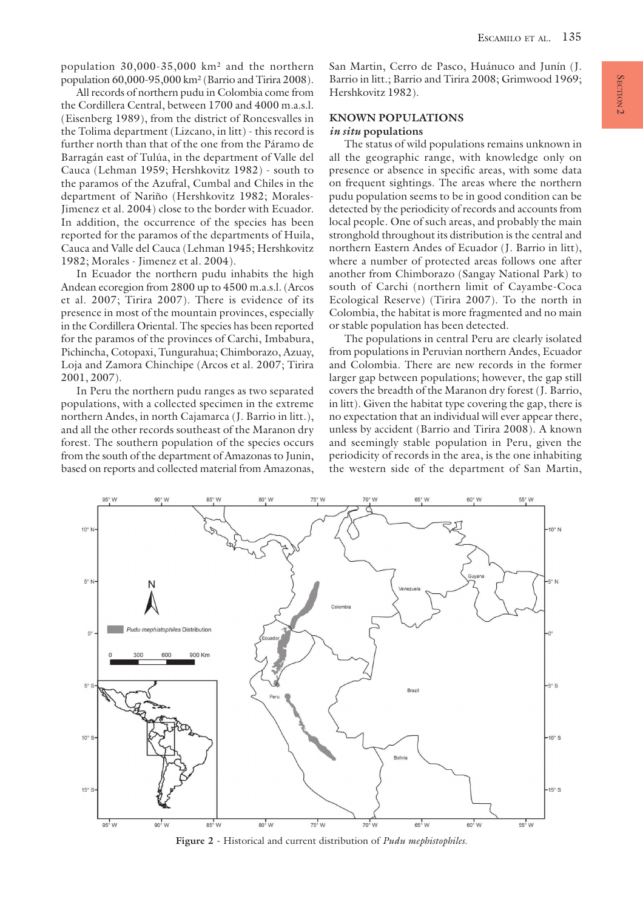population 30,000-35,000 km² and the northern population 60,000-95,000 km² (Barrio and Tirira 2008).

All records of northern pudu in Colombia come from the Cordillera Central, between 1700 and 4000 m.a.s.l. (Eisenberg 1989), from the district of Roncesvalles in the Tolima department (Lizcano, in litt) - this record is further north than that of the one from the Páramo de Barragán east of Tulúa, in the department of Valle del Cauca (Lehman 1959; Hershkovitz 1982) - south to the paramos of the Azufral, Cumbal and Chiles in the department of Nariño (Hershkovitz 1982; Morales-Jimenez et al. 2004) close to the border with Ecuador. In addition, the occurrence of the species has been reported for the paramos of the departments of Huila, Cauca and Valle del Cauca (Lehman 1945; Hershkovitz 1982; Morales - Jimenez et al. 2004).

In Ecuador the northern pudu inhabits the high Andean ecoregion from 2800 up to 4500 m.a.s.l. (Arcos et al. 2007; Tirira 2007). There is evidence of its presence in most of the mountain provinces, especially in the Cordillera Oriental. The species has been reported for the paramos of the provinces of Carchi, Imbabura, Pichincha, Cotopaxi, Tungurahua; Chimborazo, Azuay, Loja and Zamora Chinchipe (Arcos et al. 2007; Tirira 2001, 2007).

In Peru the northern pudu ranges as two separated populations, with a collected specimen in the extreme northern Andes, in north Cajamarca (J. Barrio in litt.), and all the other records southeast of the Maranon dry forest. The southern population of the species occurs from the south of the department of Amazonas to Junin, based on reports and collected material from Amazonas, San Martin, Cerro de Pasco, Huánuco and Junín (J. Barrio in litt.; Barrio and Tirira 2008; Grimwood 1969; Hershkovitz 1982).

## KNOWN POPULATIONS

### *in situ* populations

The status of wild populations remains unknown in all the geographic range, with knowledge only on presence or absence in specific areas, with some data on frequent sightings. The areas where the northern pudu population seems to be in good condition can be detected by the periodicity of records and accounts from local people. One of such areas, and probably the main stronghold throughout its distribution is the central and northern Eastern Andes of Ecuador (J. Barrio in litt), where a number of protected areas follows one after another from Chimborazo (Sangay National Park) to south of Carchi (northern limit of Cayambe-Coca Ecological Reserve) (Tirira 2007). To the north in Colombia, the habitat is more fragmented and no main or stable population has been detected.

The populations in central Peru are clearly isolated from populations in Peruvian northern Andes, Ecuador and Colombia. There are new records in the former larger gap between populations; however, the gap still covers the breadth of the Maranon dry forest (J. Barrio, in litt). Given the habitat type covering the gap, there is no expectation that an individual will ever appear there, unless by accident (Barrio and Tirira 2008). A known and seemingly stable population in Peru, given the periodicity of records in the area, is the one inhabiting the western side of the department of San Martin,

**Figure 2** - Historical and current distribution of *Pudu mephistophiles.*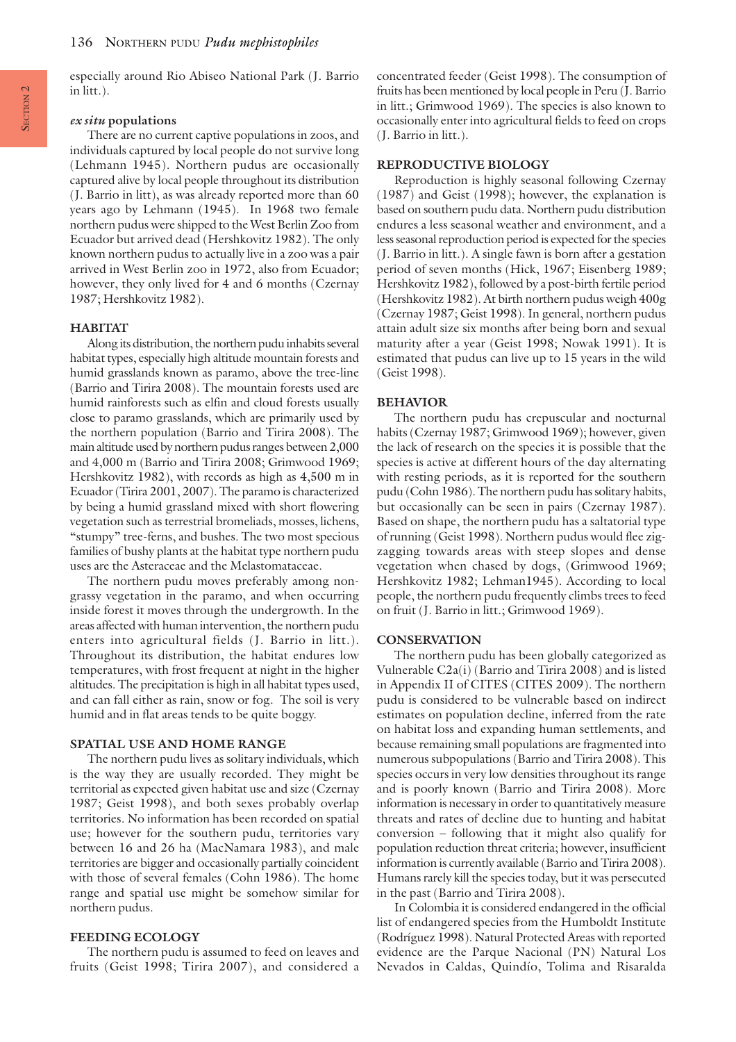especially around Rio Abiseo National Park (J. Barrio in litt.).

### *ex situ* populations

There are no current captive populations in zoos, and individuals captured by local people do not survive long (Lehmann 1945). Northern pudus are occasionally captured alive by local people throughout its distribution (J. Barrio in litt), as was already reported more than 60 years ago by Lehmann (1945). In 1968 two female northern pudus were shipped to the West Berlin Zoo from Ecuador but arrived dead (Hershkovitz 1982). The only known northern pudus to actually live in a zoo was a pair arrived in West Berlin zoo in 1972, also from Ecuador; however, they only lived for 4 and 6 months (Czernay 1987; Hershkovitz 1982).

## HABITAT

Along its distribution, the northern pudu inhabits several habitat types, especially high altitude mountain forests and humid grasslands known as paramo, above the tree-line (Barrio and Tirira 2008). The mountain forests used are humid rainforests such as elfin and cloud forests usually close to paramo grasslands, which are primarily used by the northern population (Barrio and Tirira 2008). The main altitude used by northern pudus ranges between 2,000 and 4,000 m (Barrio and Tirira 2008; Grimwood 1969; Hershkovitz 1982), with records as high as 4,500 m in Ecuador (Tirira 2001, 2007). The paramo is characterized by being a humid grassland mixed with short flowering vegetation such as terrestrial bromeliads, mosses, lichens, "stumpy" tree-ferns, and bushes. The two most specious families of bushy plants at the habitat type northern pudu uses are the Asteraceae and the Melastomataceae.

The northern pudu moves preferably among non-grassy vegetation in the paramo, and when occurring inside forest it moves through the undergrowth. In the areas affected with human intervention, the northern pudu enters into agricultural fields (J. Barrio in litt.). Throughout its distribution, the habitat endures low temperatures, with frost frequent at night in the higher altitudes. The precipitation is high in all habitat types used, and can fall either as rain, snow or fog. The soil is very humid and in flat areas tends to be quite boggy.

## SPATIAL USE AND HOME RANGE

The northern pudu lives as solitary individuals, which is the way they are usually recorded. They might be territorial as expected given habitat use and size (Czernay 1987; Geist 1998), and both sexes probably overlap territories. No information has been recorded on spatial use; however for the southern pudu, territories vary between 16 and 26 ha (MacNamara 1983), and male territories are bigger and occasionally partially coincident with those of several females (Cohn 1986). The home range and spatial use might be somehow similar for northern pudus.

## FEEDING ECOLOGY

The northern pudu is assumed to feed on leaves and fruits (Geist 1998; Tirira 2007), and considered a concentrated feeder (Geist 1998). The consumption of fruits has been mentioned by local people in Peru (J. Barrio in litt.; Grimwood 1969). The species is also known to occasionally enter into agricultural fields to feed on crops (J. Barrio in litt.).

## REPRODUCTIVE BIOLOGY

Reproduction is highly seasonal following Czernay (1987) and Geist (1998); however, the explanation is based on southern pudu data. Northern pudu distribution endures a less seasonal weather and environment, and a less seasonal reproduction period is expected for the species (J. Barrio in litt.). A single fawn is born after a gestation period of seven months (Hick, 1967; Eisenberg 1989; Hershkovitz 1982), followed by a post-birth fertile period (Hershkovitz 1982). At birth northern pudus weigh 400g (Czernay 1987; Geist 1998). In general, northern pudus attain adult size six months after being born and sexual maturity after a year (Geist 1998; Nowak 1991). It is estimated that pudus can live up to 15 years in the wild (Geist 1998).

## BEHAVIOR

The northern pudu has crepuscular and nocturnal habits (Czernay 1987; Grimwood 1969); however, given the lack of research on the species it is possible that the species is active at different hours of the day alternating with resting periods, as it is reported for the southern pudu (Cohn 1986). The northern pudu has solitary habits, but occasionally can be seen in pairs (Czernay 1987). Based on shape, the northern pudu has a saltatorial type of running (Geist 1998). Northern pudus would flee zig-zagging towards areas with steep slopes and dense vegetation when chased by dogs, (Grimwood 1969; Hershkovitz 1982; Lehman1945). According to local people, the northern pudu frequently climbs trees to feed on fruit (J. Barrio in litt.; Grimwood 1969).

## CONSERVATION

The northern pudu has been globally categorized as Vulnerable C2a(i) (Barrio and Tirira 2008) and is listed in Appendix II of CITES (CITES 2009). The northern pudu is considered to be vulnerable based on indirect estimates on population decline, inferred from the rate on habitat loss and expanding human settlements, and because remaining small populations are fragmented into numerous subpopulations (Barrio and Tirira 2008). This species occurs in very low densities throughout its range and is poorly known (Barrio and Tirira 2008). More information is necessary in order to quantitatively measure threats and rates of decline due to hunting and habitat conversion – following that it might also qualify for population reduction threat criteria; however, insufficient information is currently available (Barrio and Tirira 2008). Humans rarely kill the species today, but it was persecuted in the past (Barrio and Tirira 2008).

In Colombia it is considered endangered in the official list of endangered species from the Humboldt Institute (Rodríguez 1998). Natural Protected Areas with reported evidence are the Parque Nacional (PN) Natural Los Nevados in Caldas, Quindío, Tolima and Risaralda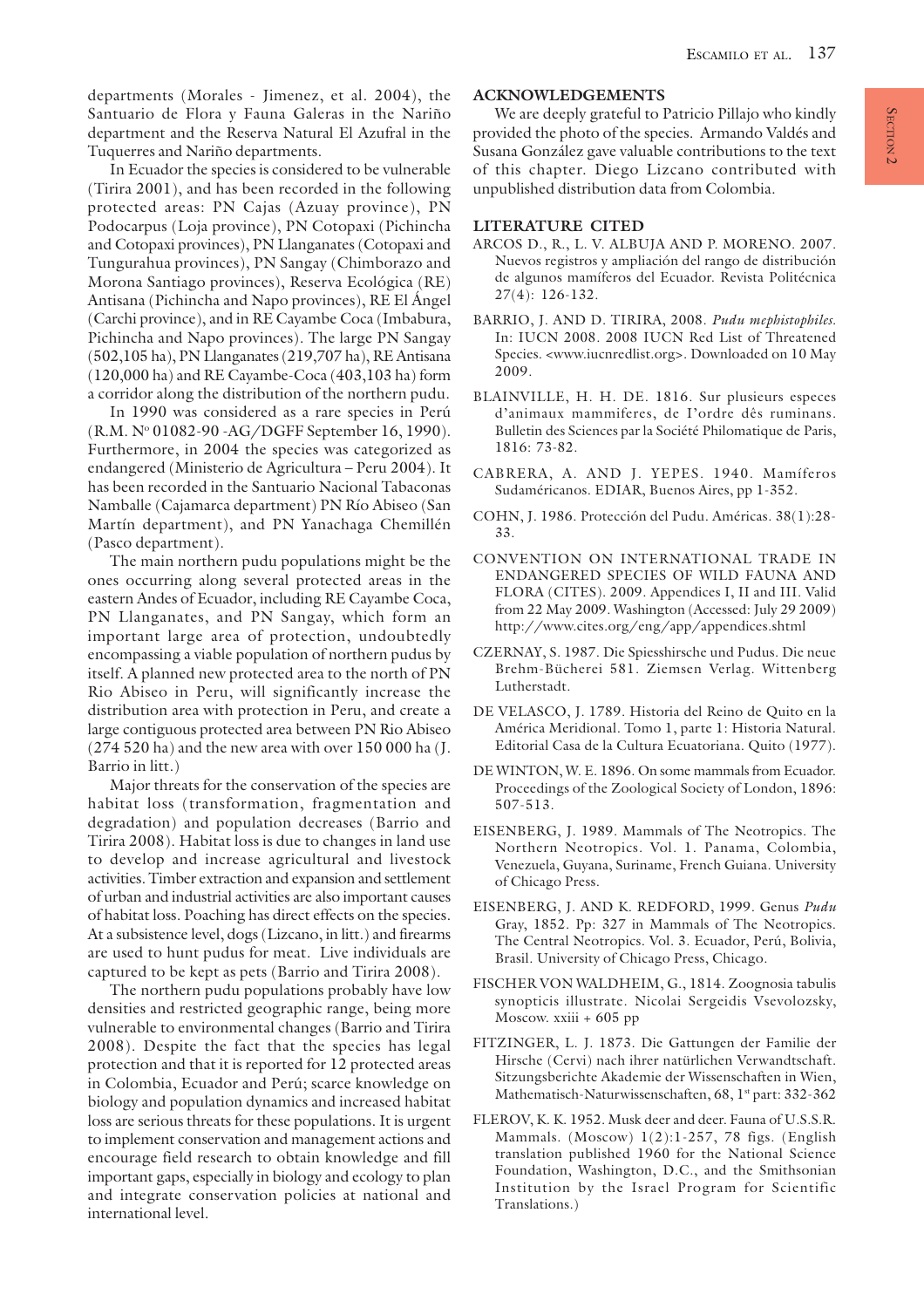departments (Morales - Jimenez, et al. 2004), the Santuario de Flora y Fauna Galeras in the Nariño department and the Reserva Natural El Azufral in the Tuquerres and Nariño departments.

In Ecuador the species is considered to be vulnerable (Tirira 2001), and has been recorded in the following protected areas: PN Cajas (Azuay province), PN Podocarpus (Loja province), PN Cotopaxi (Pichincha and Cotopaxi provinces), PN Llanganates (Cotopaxi and Tungurahua provinces), PN Sangay (Chimborazo and Morona Santiago provinces), Reserva Ecológica (RE) Antisana (Pichincha and Napo provinces), RE El Ángel (Carchi province), and in RE Cayambe Coca (Imbabura, Pichincha and Napo provinces). The large PN Sangay (502,105 ha), PN Llanganates (219,707 ha), RE Antisana (120,000 ha) and RE Cayambe-Coca (403,103 ha) form a corridor along the distribution of the northern pudu.

In 1990 was considered as a rare species in Perú (R.M. Nº 01082-90 -AG/DGFF September 16, 1990). Furthermore, in 2004 the species was categorized as endangered (Ministerio de Agricultura – Peru 2004). It has been recorded in the Santuario Nacional Tabaconas Namballe (Cajamarca department) PN Río Abiseo (San Martín department), and PN Yanachaga Chemillén (Pasco department).

The main northern pudu populations might be the ones occurring along several protected areas in the eastern Andes of Ecuador, including RE Cayambe Coca, PN Llanganates, and PN Sangay, which form an important large area of protection, undoubtedly encompassing a viable population of northern pudus by itself. A planned new protected area to the north of PN Rio Abiseo in Peru, will significantly increase the distribution area with protection in Peru, and create a large contiguous protected area between PN Rio Abiseo (274 520 ha) and the new area with over 150 000 ha (J. Barrio in litt.)

Major threats for the conservation of the species are habitat loss (transformation, fragmentation and degradation) and population decreases (Barrio and Tirira 2008). Habitat loss is due to changes in land use to develop and increase agricultural and livestock activities. Timber extraction and expansion and settlement of urban and industrial activities are also important causes of habitat loss. Poaching has direct effects on the species. At a subsistence level, dogs (Lizcano, in litt.) and firearms are used to hunt pudus for meat. Live individuals are captured to be kept as pets (Barrio and Tirira 2008).

The northern pudu populations probably have low densities and restricted geographic range, being more vulnerable to environmental changes (Barrio and Tirira 2008). Despite the fact that the species has legal protection and that it is reported for 12 protected areas in Colombia, Ecuador and Perú; scarce knowledge on biology and population dynamics and increased habitat loss are serious threats for these populations. It is urgent to implement conservation and management actions and encourage field research to obtain knowledge and fill important gaps, especially in biology and ecology to plan and integrate conservation policies at national and international level.

## ACKNOWLEDGEMENTS

We are deeply grateful to Patricio Pillajo who kindly provided the photo of the species. Armando Valdés and Susana González gave valuable contributions to the text of this chapter. Diego Lizcano contributed with unpublished distribution data from Colombia.

## LITERATURE CITED

ARCOS D., R., L. V. ALBUJA AND P. MORENO. 2007. Nuevos registros y ampliación del rango de distribución de algunos mamíferos del Ecuador. Revista Politécnica 27(4): 126-132.

BARRIO, J. AND D. TIRIRA, 2008. *Pudu mephistophiles.* In: IUCN 2008. 2008 IUCN Red List of Threatened Species. <www.iucnredlist.org>. Downloaded on 10 May 2009.

BLAINVILLE, H. H. DE. 1816. Sur plusieurs especes d'animaux mammiferes, de I'ordre dês ruminans. Bulletin des Sciences par la Société Philomatique de Paris, 1816: 73-82.

CABRERA, A. AND J. YEPES. 1940. Mamíferos Sudaméricanos. EDIAR, Buenos Aires, pp 1-352.

COHN, J. 1986. Protección del Pudu. Américas. 38(1):28-33.

CONVENTION ON INTERNATIONAL TRADE IN ENDANGERED SPECIES OF WILD FAUNA AND FLORA (CITES). 2009. Appendices I, II and III. Valid from 22 May 2009. Washington (Accessed: July 29 2009) http://www.cites.org/eng/app/appendices.shtml

CZERNAY, S. 1987. Die Spiesshirsche und Pudus. Die neue Brehm-Bücherei 581. Ziemsen Verlag. Wittenberg Lutherstadt.

DE VELASCO, J. 1789. Historia del Reino de Quito en la América Meridional. Tomo 1, parte 1: Historia Natural. Editorial Casa de la Cultura Ecuatoriana. Quito (1977).

DE WINTON, W. E. 1896. On some mammals from Ecuador. Proceedings of the Zoological Society of London, 1896: 507-513.

EISENBERG, J. 1989. Mammals of The Neotropics. The Northern Neotropics. Vol. 1. Panama, Colombia, Venezuela, Guyana, Suriname, French Guiana. University of Chicago Press.

EISENBERG, J. AND K. REDFORD, 1999. Genus *Pudu* Gray, 1852. Pp: 327 in Mammals of The Neotropics. The Central Neotropics. Vol. 3. Ecuador, Perú, Bolivia, Brasil. University of Chicago Press, Chicago.

FISCHER VON WALDHEIM, G., 1814. Zoognosia tabulis synopticis illustrate. Nicolai Sergeidis Vsevolozsky, Moscow. xxiii + 605 pp

FITZINGER, L. J. 1873. Die Gattungen der Familie der Hirsche (Cervi) nach ihrer natürlichen Verwandtschaft. Sitzungsberichte Akademie der Wissenschaften in Wien, Mathematisch-Naturwissenschaften, 68, 1st part: 332-362

FLEROV, K. K. 1952. Musk deer and deer. Fauna of U.S.S.R. Mammals. (Moscow) 1(2):1-257, 78 figs. (English translation published 1960 for the National Science Foundation, Washington, D.C., and the Smithsonian Institution by the Israel Program for Scientific Translations.)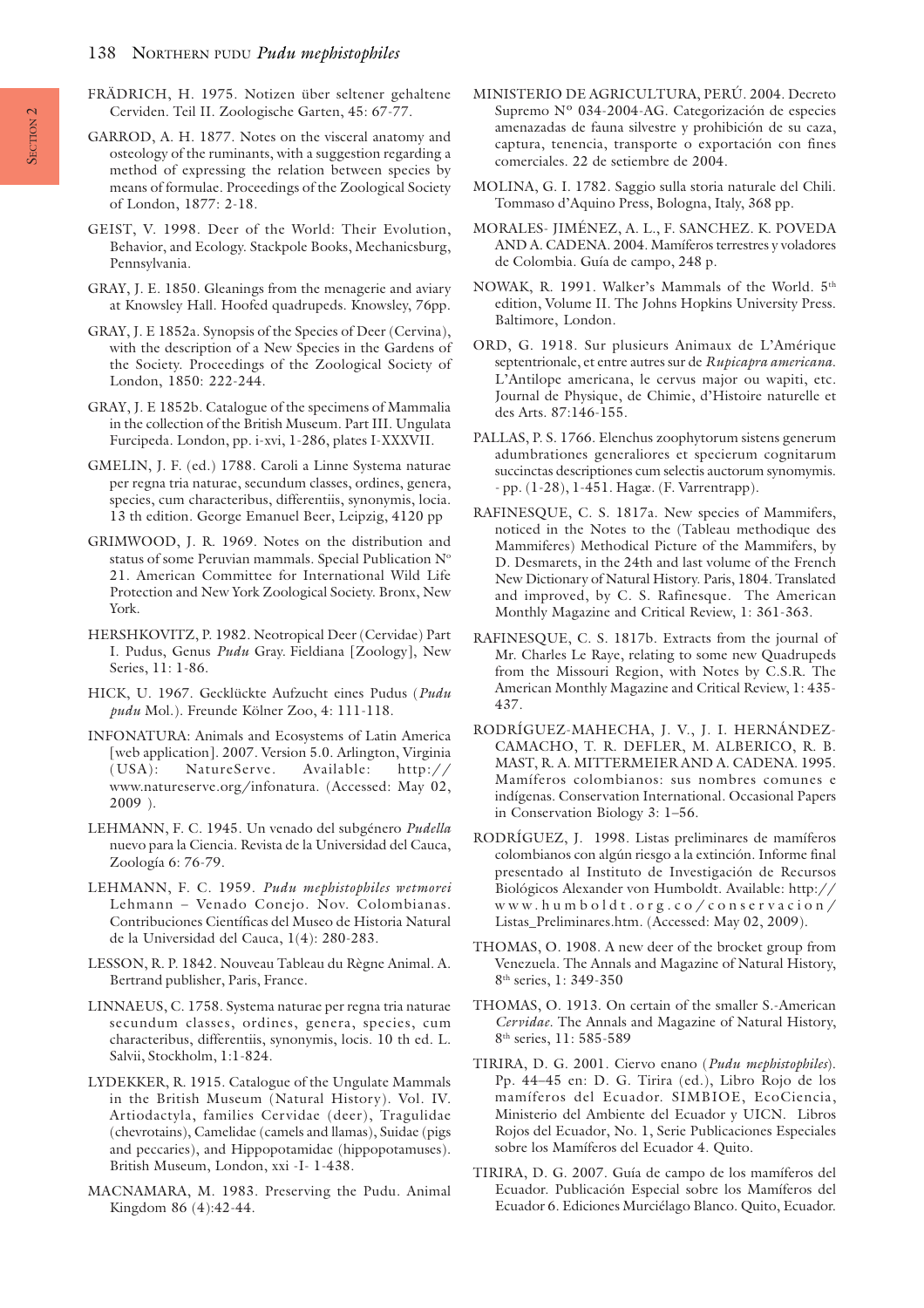FRÄDRICH, H. 1975. Notizen über seltener gehaltene Cerviden. Teil II. Zoologische Garten, 45: 67-77.

GARROD, A. H. 1877. Notes on the visceral anatomy and osteology of the ruminants, with a suggestion regarding a method of expressing the relation between species by means of formulae. Proceedings of the Zoological Society of London, 1877: 2-18.

GEIST, V. 1998. Deer of the World: Their Evolution, Behavior, and Ecology. Stackpole Books, Mechanicsburg, Pennsylvania.

GRAY, J. E. 1850. Gleanings from the menagerie and aviary at Knowsley Hall. Hoofed quadrupeds. Knowsley, 76pp.

GRAY, J. E 1852a. Synopsis of the Species of Deer (Cervina), with the description of a New Species in the Gardens of the Society. Proceedings of the Zoological Society of London, 1850: 222-244.

GRAY, J. E 1852b. Catalogue of the specimens of Mammalia in the collection of the British Museum. Part III. Ungulata Furcipeda. London, pp. i-xvi, 1-286, plates I-XXXVII.

GMELIN, J. F. (ed.) 1788. Caroli a Linne Systema naturae per regna tria naturae, secundum classes, ordines, genera, species, cum characteribus, differentiis, synonymis, locia. 13 th edition. George Emanuel Beer, Leipzig, 4120 pp

GRIMWOOD, J. R. 1969. Notes on the distribution and status of some Peruvian mammals. Special Publication Nº 21. American Committee for International Wild Life Protection and New York Zoological Society. Bronx, New York.

HERSHKOVITZ, P. 1982. Neotropical Deer (Cervidae) Part I. Pudus, Genus *Pudu* Gray. Fieldiana [Zoology], New Series, 11: 1-86.

HICK, U. 1967. Geclückte Aufzucht eines Pudus (*Pudu pudu* Mol.). Freunde Kölner Zoo, 4: 111-118.

INFONATURA: Animals and Ecosystems of Latin America [web application]. 2007. Version 5.0. Arlington, Virginia (USA): NatureServe. Available: http://www.natureserve.org/infonatura. (Accessed: May 02, 2009 ).

LEHMANN, F. C. 1945. Un venado del subgénero *Pudella* nuevo para la Ciencia. Revista de la Universidad del Cauca, Zoología 6: 76-79.

LEHMANN, F. C. 1959. *Pudu mephistophiles wetmorei* Lehmann – Venado Conejo. Nov. Colombianas. Contribuciones Científicas del Museo de Historia Natural de la Universidad del Cauca, 1(4): 280-283.

LESSON, R. P. 1842. Nouveau Tableau du Règne Animal. A. Bertrand publisher, Paris, France.

LINNAEUS, C. 1758. Systema naturae per regna tria naturae secundum classes, ordines, genera, species, cum characteribus, differentiis, synonymis, locis. 10 th ed. L. Salvii, Stockholm, 1:1-824.

LYDEKKER, R. 1915. Catalogue of the Ungulate Mammals in the British Museum (Natural History). Vol. IV. Artiodactyla, families Cervidae (deer), Tragulidae (chevrotains), Camelidae (camels and llamas), Suidae (pigs and peccaries), and Hippopotamidae (hippopotamuses). British Museum, London, xxi -I- 1-438.

MACNAMARA, M. 1983. Preserving the Pudu. Animal Kingdom 86 (4):42-44.

MINISTERIO DE AGRICULTURA, PERÚ. 2004. Decreto Supremo Nº 034-2004-AG. Categorización de especies amenazadas de fauna silvestre y prohibición de su caza, captura, tenencia, transporte o exportación con fines comerciales. 22 de setiembre de 2004.

MOLINA, G. I. 1782. Saggio sulla storia naturale del Chili. Tommaso d'Aquino Press, Bologna, Italy, 368 pp.

MORALES- JIMÉNEZ, A. L., F. SANCHEZ. K. POVEDA AND A. CADENA. 2004. Mamíferos terrestres y voladores de Colombia. Guía de campo, 248 p.

NOWAK, R. 1991. Walker's Mammals of the World. 5th edition, Volume II. The Johns Hopkins University Press. Baltimore, London.

ORD, G. 1918. Sur plusieurs Animaux de L'Amérique septentrionale, et entre autres sur de *Rupicapra americana*. L'Antilope americana, le cervus major ou wapiti, etc. Journal de Physique, de Chimie, d'Histoire naturelle et des Arts. 87:146-155.

PALLAS, P. S. 1766. Elenchus zoophytorum sistens generum adumbrationes generaliores et specierum cognitarum succinctas descriptiones cum selectis auctorum synomymis. - pp. (1-28), 1-451. Hagæ. (F. Varrentrapp).

RAFINESQUE, C. S. 1817a. New species of Mammifers, noticed in the Notes to the (Tableau methodique des Mammiferes) Methodical Picture of the Mammifers, by D. Desmarets, in the 24th and last volume of the French New Dictionary of Natural History. Paris, 1804. Translated and improved, by C. S. Rafinesque. The American Monthly Magazine and Critical Review, 1: 361-363.

RAFINESQUE, C. S. 1817b. Extracts from the journal of Mr. Charles Le Raye, relating to some new Quadrupeds from the Missouri Region, with Notes by C.S.R. The American Monthly Magazine and Critical Review, 1: 435-437.

RODRÍGUEZ-MAHECHA, J. V., J. I. HERNÁNDEZ-CAMACHO, T. R. DEFLER, M. ALBERICO, R. B. MAST, R. A. MITTERMEIER AND A. CADENA. 1995. Mamíferos colombianos: sus nombres comunes e indígenas. Conservation International. Occasional Papers in Conservation Biology 3: 1–56.

RODRÍGUEZ, J. 1998. Listas preliminares de mamíferos colombianos con algún riesgo a la extinción. Informe final presentado al Instituto de Investigación de Recursos Biológicos Alexander von Humboldt. Available: http://www.humboldt.org.co/conservacion/Listas_Preliminares.htm. (Accessed: May 02, 2009).

THOMAS, O. 1908. A new deer of the brocket group from Venezuela. The Annals and Magazine of Natural History, 8th series, 1: 349-350

THOMAS, O. 1913. On certain of the smaller S.-American *Cervidae*. The Annals and Magazine of Natural History, 8th series, 11: 585-589

TIRIRA, D. G. 2001. Ciervo enano (*Pudu mephistophiles*). Pp. 44–45 en: D. G. Tirira (ed.), Libro Rojo de los mamíferos del Ecuador. SIMBIOE, EcoCiencia, Ministerio del Ambiente del Ecuador y UICN. Libros Rojos del Ecuador, No. 1, Serie Publicaciones Especiales sobre los Mamíferos del Ecuador 4. Quito.

TIRIRA, D. G. 2007. Guía de campo de los mamíferos del Ecuador. Publicación Especial sobre los Mamíferos del Ecuador 6. Ediciones Murciélago Blanco. Quito, Ecuador.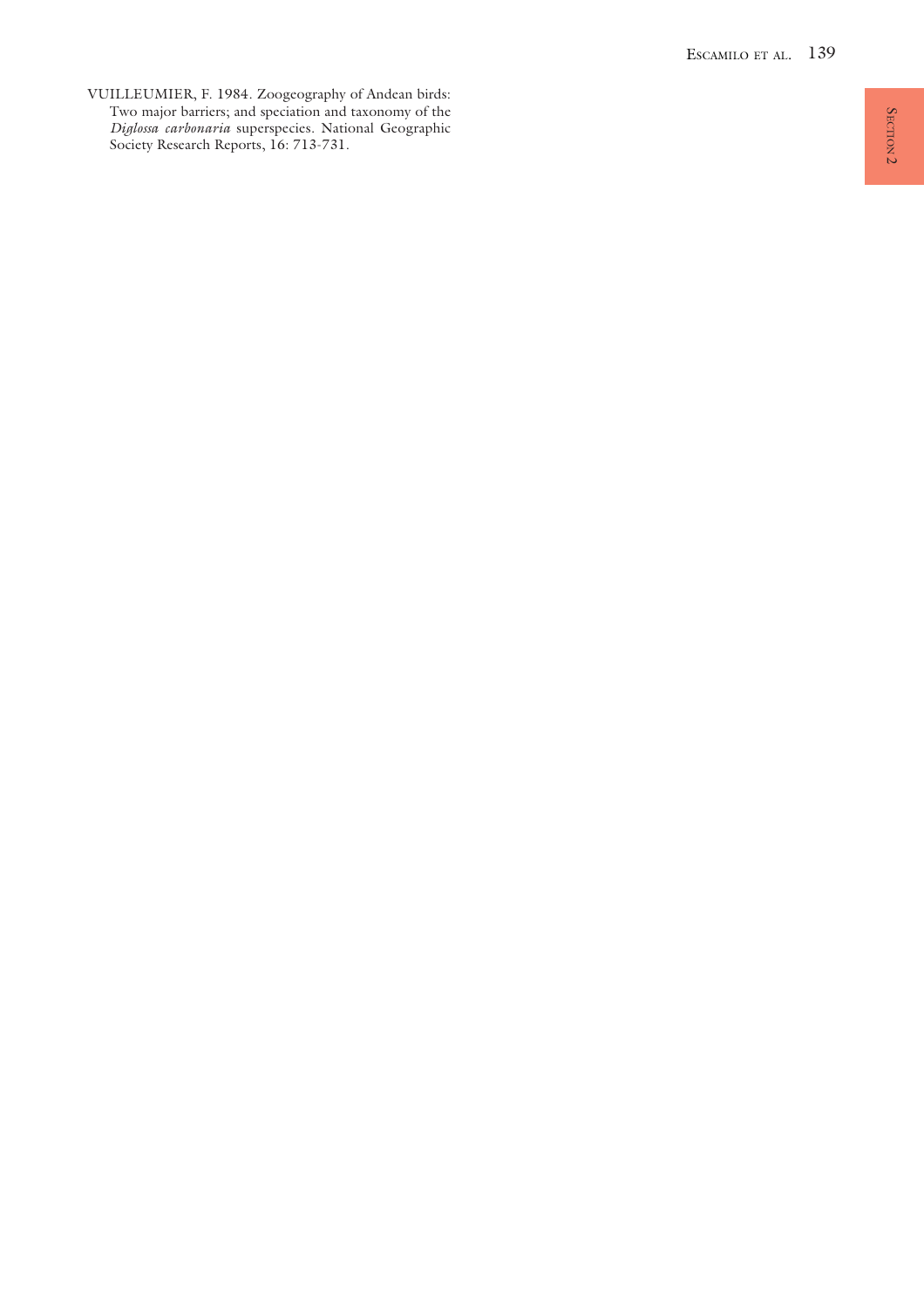VUILLEUMIER, F. 1984. Zoogeography of Andean birds: Two major barriers; and speciation and taxonomy of the *Diglossa carbonaria* superspecies. National Geographic Society Research Reports, 16: 713-731.